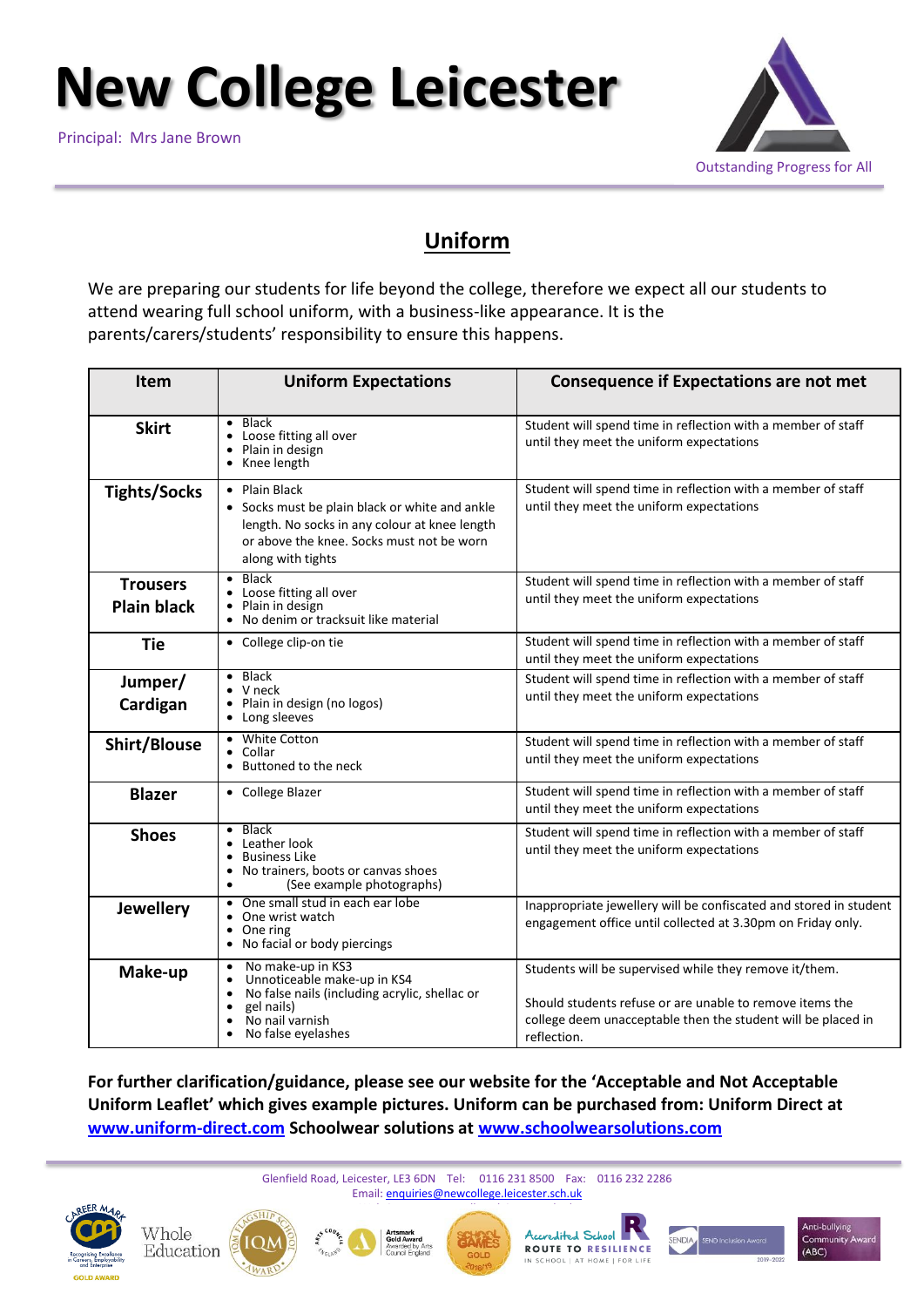# New College Leicester

Principal: Mrs Jane Brown

Outstanding Progress for All

## Uniform

We are preparing our students for life beyond the college, therefore we expect all our students to attend wearing full school uniform, with a business-like appearance. It is the parents/carers/students' responsibility to ensure this happens.

| Item | Uniform Expectations | Consequence if Expectations are not met |
|---|---|---|
| **Skirt** | • Black<br>• Loose fitting all over<br>• Plain in design<br>• Knee length | Student will spend time in reflection with a member of staff until they meet the uniform expectations |
| **Tights/Socks** | • Plain Black<br>• Socks must be plain black or white and ankle length. No socks in any colour at knee length or above the knee. Socks must not be worn along with tights | Student will spend time in reflection with a member of staff until they meet the uniform expectations |
| **Trousers Plain black** | • Black<br>• Loose fitting all over<br>• Plain in design<br>• No denim or tracksuit like material | Student will spend time in reflection with a member of staff until they meet the uniform expectations |
| **Tie** | • College clip-on tie | Student will spend time in reflection with a member of staff until they meet the uniform expectations |
| **Jumper/ Cardigan** | • Black<br>• V neck<br>• Plain in design (no logos)<br>• Long sleeves | Student will spend time in reflection with a member of staff until they meet the uniform expectations |
| **Shirt/Blouse** | • White Cotton<br>• Collar<br>• Buttoned to the neck | Student will spend time in reflection with a member of staff until they meet the uniform expectations |
| **Blazer** | • College Blazer | Student will spend time in reflection with a member of staff until they meet the uniform expectations |
| **Shoes** | • Black<br>• Leather look<br>• Business Like<br>• No trainers, boots or canvas shoes<br>• (See example photographs) | Student will spend time in reflection with a member of staff until they meet the uniform expectations |
| **Jewellery** | • One small stud in each ear lobe<br>• One wrist watch<br>• One ring<br>• No facial or body piercings | Inappropriate jewellery will be confiscated and stored in student engagement office until collected at 3.30pm on Friday only. |
| **Make-up** | • No make-up in KS3<br>• Unnoticeable make-up in KS4<br>• No false nails (including acrylic, shellac or gel nails)<br>• No nail varnish<br>• No false eyelashes | Students will be supervised while they remove it/them.<br><br>Should students refuse or are unable to remove items the college deem unacceptable then the student will be placed in reflection. |

**For further clarification/guidance, please see our website for the 'Acceptable and Not Acceptable Uniform Leaflet' which gives example pictures. Uniform can be purchased from: Uniform Direct at [www.uniform-direct.com](www.uniform-direct.com) Schoolwear solutions at [www.schoolwearsolutions.com](www.schoolwearsolutions.com)**

Glenfield Road, Leicester, LE3 6DN Tel: 0116 231 8500 Fax: 0116 232 2286
Email: enquiries@newcollege.leicester.sch.uk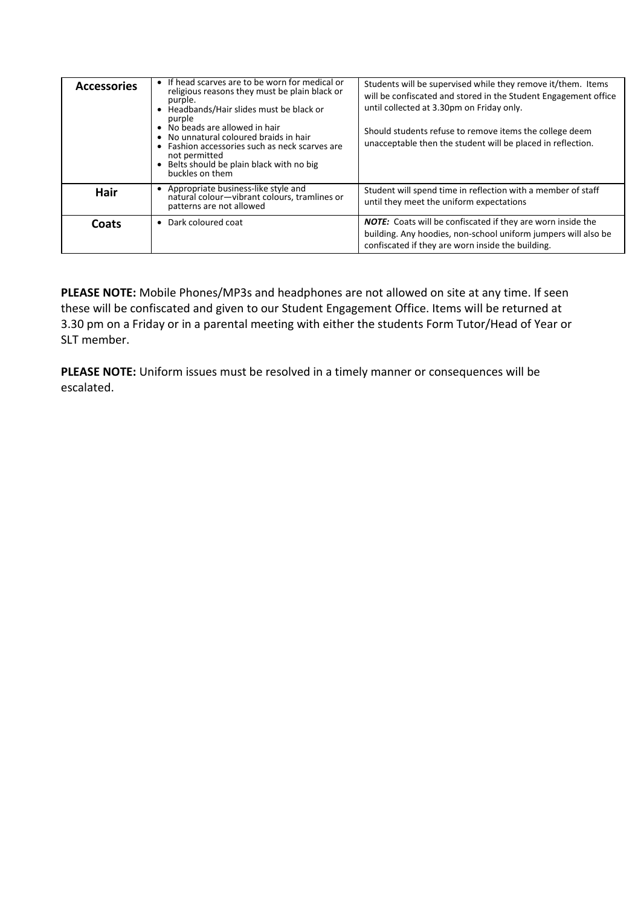| Accessories | • If head scarves are to be worn for medical or religious reasons they must be plain black or purple.<br>• Headbands/Hair slides must be black or purple<br>• No beads are allowed in hair<br>• No unnatural coloured braids in hair<br>• Fashion accessories such as neck scarves are not permitted<br>• Belts should be plain black with no big buckles on them | Students will be supervised while they remove it/them. Items will be confiscated and stored in the Student Engagement office until collected at 3.30pm on Friday only.<br><br>Should students refuse to remove items the college deem unacceptable then the student will be placed in reflection. |
|---|---|---|
| **Hair** | • Appropriate business-like style and natural colour—vibrant colours, tramlines or patterns are not allowed | Student will spend time in reflection with a member of staff until they meet the uniform expectations |
| **Coats** | • Dark coloured coat | ***NOTE:*** Coats will be confiscated if they are worn inside the building. Any hoodies, non-school uniform jumpers will also be confiscated if they are worn inside the building. |

**PLEASE NOTE:** Mobile Phones/MP3s and headphones are not allowed on site at any time. If seen these will be confiscated and given to our Student Engagement Office. Items will be returned at 3.30 pm on a Friday or in a parental meeting with either the students Form Tutor/Head of Year or SLT member.

**PLEASE NOTE:** Uniform issues must be resolved in a timely manner or consequences will be escalated.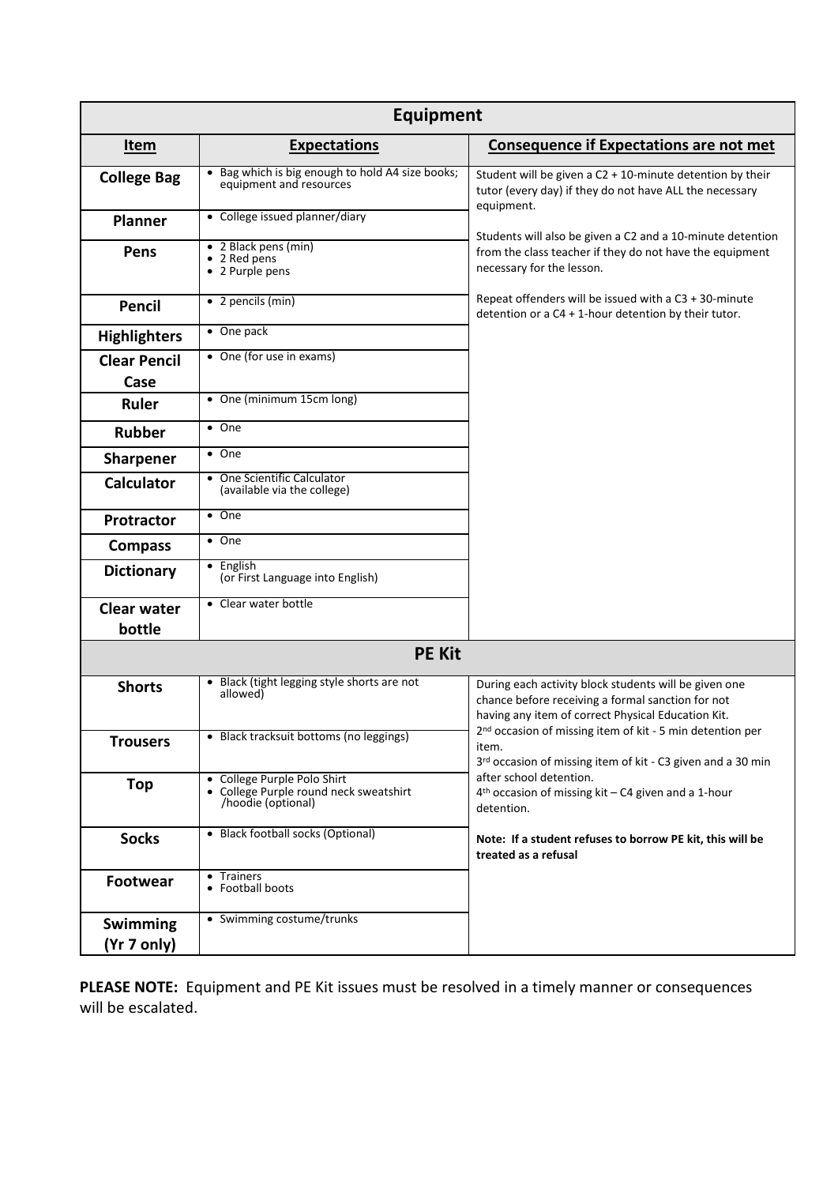| Equipment | | |
|---|---|---|
| **Item** | **Expectations** | **Consequence if Expectations are not met** |
| **College Bag** | • Bag which is big enough to hold A4 size books; equipment and resources | Student will be given a C2 + 10-minute detention by their tutor (every day) if they do not have ALL the necessary equipment.<br><br>Students will also be given a C2 and a 10-minute detention from the class teacher if they do not have the equipment necessary for the lesson.<br><br>Repeat offenders will be issued with a C3 + 30-minute detention or a C4 + 1-hour detention by their tutor. |
| **Planner** | • College issued planner/diary | |
| **Pens** | • 2 Black pens (min)<br>• 2 Red pens<br>• 2 Purple pens | |
| **Pencil** | • 2 pencils (min) | |
| **Highlighters** | • One pack | |
| **Clear Pencil Case** | • One (for use in exams) | |
| **Ruler** | • One (minimum 15cm long) | |
| **Rubber** | • One | |
| **Sharpener** | • One | |
| **Calculator** | • One Scientific Calculator (available via the college) | |
| **Protractor** | • One | |
| **Compass** | • One | |
| **Dictionary** | • English (or First Language into English) | |
| **Clear water bottle** | • Clear water bottle | |
| **PE Kit** | | |
| **Shorts** | • Black (tight legging style shorts are not allowed) | During each activity block students will be given one chance before receiving a formal sanction for not having any item of correct Physical Education Kit.<br>2nd occasion of missing item of kit - 5 min detention per item.<br>3rd occasion of missing item of kit - C3 given and a 30 min after school detention.<br>4th occasion of missing kit – C4 given and a 1-hour detention.<br><br>**Note: If a student refuses to borrow PE kit, this will be treated as a refusal** |
| **Trousers** | • Black tracksuit bottoms (no leggings) | |
| **Top** | • College Purple Polo Shirt<br>• College Purple round neck sweatshirt /hoodie (optional) | |
| **Socks** | • Black football socks (Optional) | |
| **Footwear** | • Trainers<br>• Football boots | |
| **Swimming (Yr 7 only)** | • Swimming costume/trunks | |

**PLEASE NOTE:** Equipment and PE Kit issues must be resolved in a timely manner or consequences will be escalated.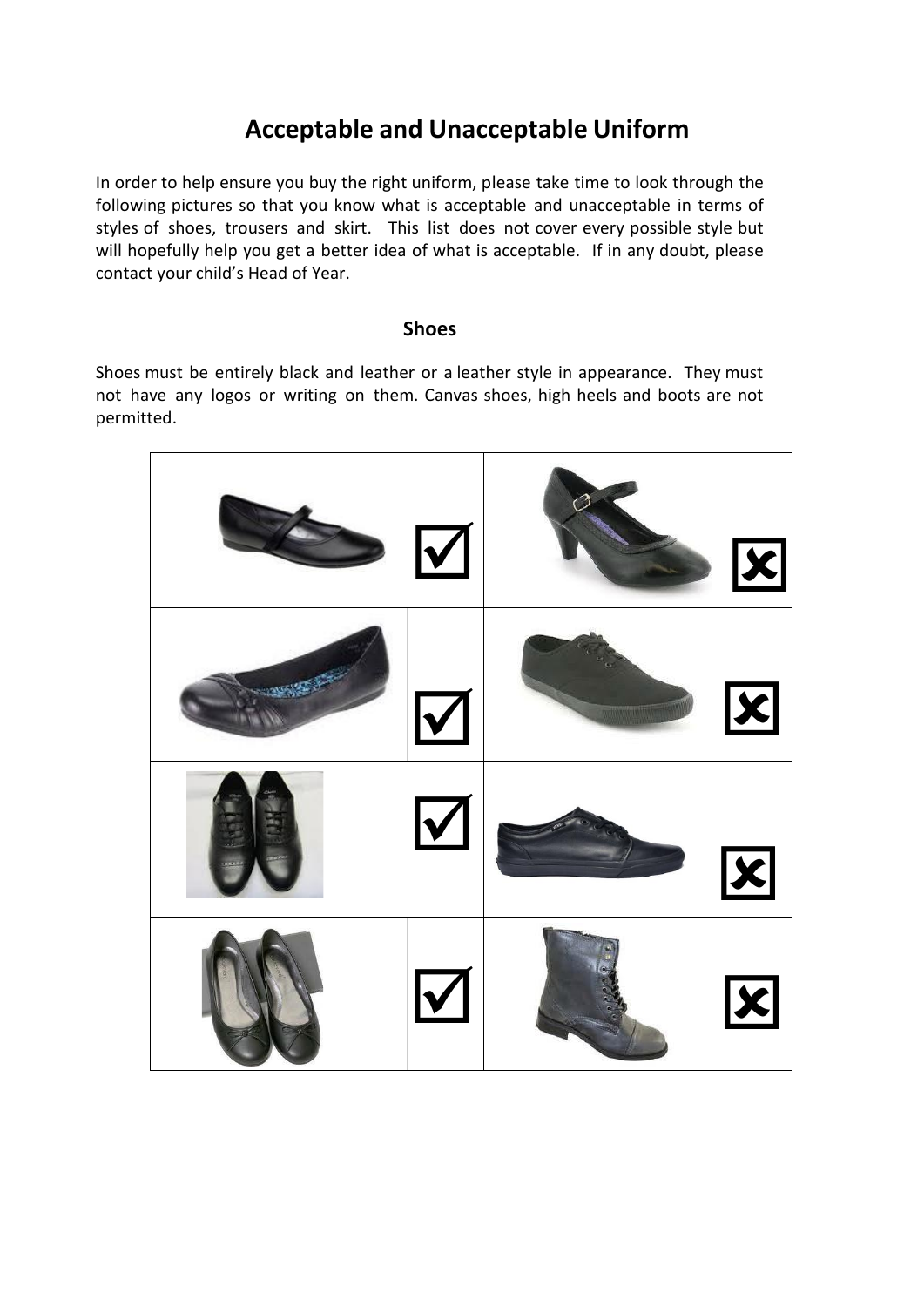# Acceptable and Unacceptable Uniform

In order to help ensure you buy the right uniform, please take time to look through the following pictures so that you know what is acceptable and unacceptable in terms of styles of shoes, trousers and skirt. This list does not cover every possible style but will hopefully help you get a better idea of what is acceptable. If in any doubt, please contact your child's Head of Year.

## Shoes

Shoes must be entirely black and leather or a leather style in appearance. They must not have any logos or writing on them. Canvas shoes, high heels and boots are not permitted.

| Acceptable | | Unacceptable | |
|---|---|---|---|
| | ☑ | | ☒ |
| | ☑ | | ☒ |
| | ☑ | | ☒ |
| | ☑ | | ☒ |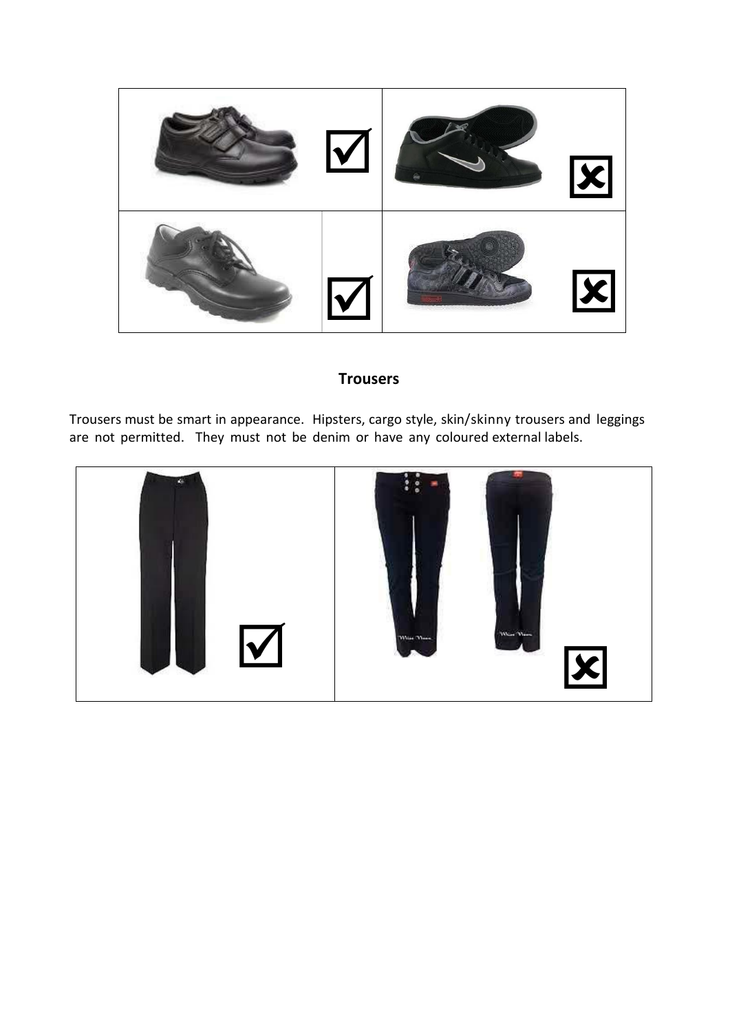## Trousers

Trousers must be smart in appearance. Hipsters, cargo style, skin/skinny trousers and leggings are not permitted. They must not be denim or have any coloured external labels.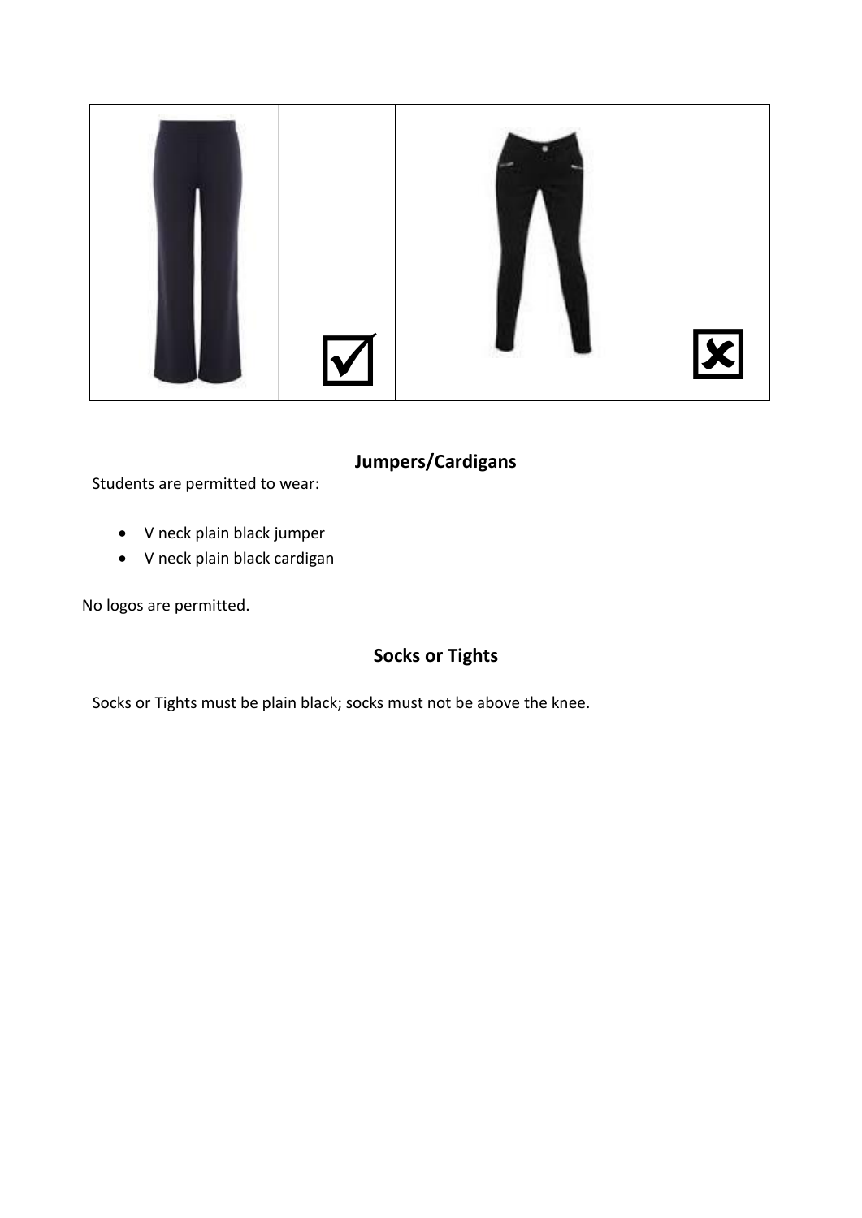## Jumpers/Cardigans

Students are permitted to wear:

- V neck plain black jumper
- V neck plain black cardigan

No logos are permitted.

## Socks or Tights

Socks or Tights must be plain black; socks must not be above the knee.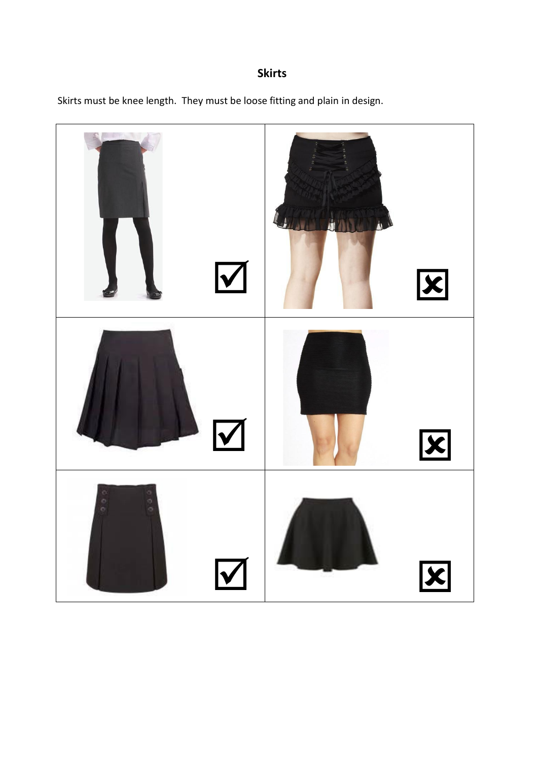## Skirts

Skirts must be knee length. They must be loose fitting and plain in design.